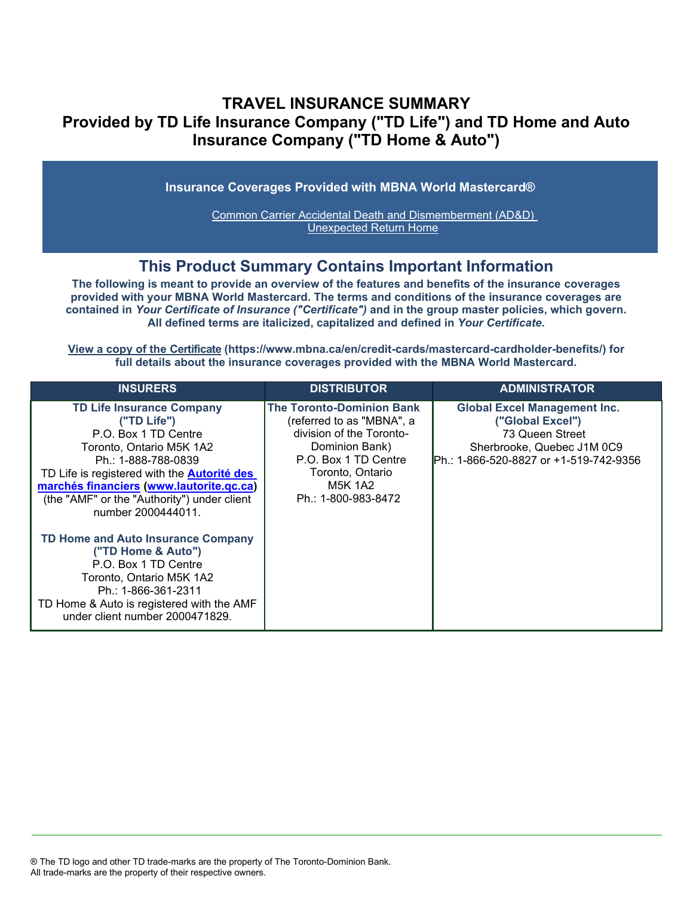# TRAVEL INSURANCE SUMMARY
# Provided by TD Life Insurance Company ("TD Life") and TD Home and Auto Insurance Company ("TD Home & Auto")

**Insurance Coverages Provided with MBNA World Mastercard®**

Common Carrier Accidental Death and Dismemberment (AD&D)
Unexpected Return Home

## This Product Summary Contains Important Information

**The following is meant to provide an overview of the features and benefits of the insurance coverages provided with your MBNA World Mastercard. The terms and conditions of the insurance coverages are contained in *Your Certificate of Insurance ("Certificate")* and in the group master policies, which govern. All defined terms are italicized, capitalized and defined in *Your Certificate*.**

**View a copy of the Certificate (https://www.mbna.ca/en/credit-cards/mastercard-cardholder-benefits/) for full details about the insurance coverages provided with the MBNA World Mastercard.**

| INSURERS | DISTRIBUTOR | ADMINISTRATOR |
|---|---|---|
| **TD Life Insurance Company ("TD Life")**<br>P.O. Box 1 TD Centre<br>Toronto, Ontario M5K 1A2<br>Ph.: 1-888-788-0839<br>TD Life is registered with the **Autorité des marchés financiers** (**www.lautorite.qc.ca**) (the "AMF" or the "Authority") under client number 2000444011.<br><br>**TD Home and Auto Insurance Company ("TD Home & Auto")**<br>P.O. Box 1 TD Centre<br>Toronto, Ontario M5K 1A2<br>Ph.: 1-866-361-2311<br>TD Home & Auto is registered with the AMF under client number 2000471829. | **The Toronto-Dominion Bank**<br>(referred to as "MBNA", a division of the Toronto-Dominion Bank)<br>P.O. Box 1 TD Centre<br>Toronto, Ontario<br>M5K 1A2<br>Ph.: 1-800-983-8472 | **Global Excel Management Inc. ("Global Excel")**<br>73 Queen Street<br>Sherbrooke, Quebec J1M 0C9<br>Ph.: 1-866-520-8827 or +1-519-742-9356 |

® The TD logo and other TD trade-marks are the property of The Toronto-Dominion Bank.
All trade-marks are the property of their respective owners.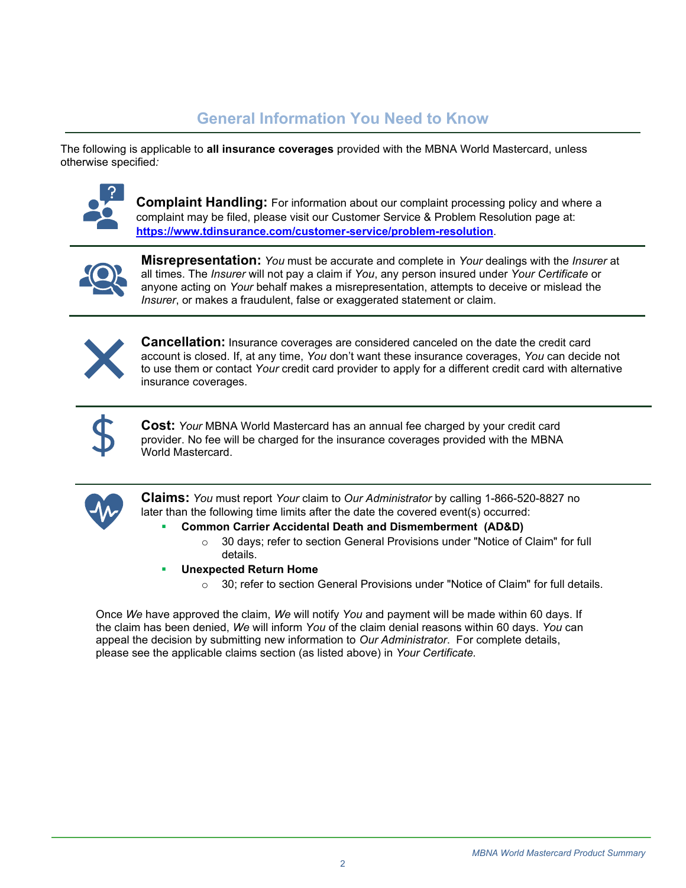## General Information You Need to Know

The following is applicable to **all insurance coverages** provided with the MBNA World Mastercard, unless otherwise specified*:*

**Complaint Handling:** For information about our complaint processing policy and where a complaint may be filed, please visit our Customer Service & Problem Resolution page at: **https://www.tdinsurance.com/customer-service/problem-resolution**.

**Misrepresentation:** *You* must be accurate and complete in *Your* dealings with the *Insurer* at all times. The *Insurer* will not pay a claim if *You*, any person insured under *Your Certificate* or anyone acting on *Your* behalf makes a misrepresentation, attempts to deceive or mislead the *Insurer*, or makes a fraudulent, false or exaggerated statement or claim.

**Cancellation:** Insurance coverages are considered canceled on the date the credit card account is closed. If, at any time, *You* don't want these insurance coverages, *You* can decide not to use them or contact *Your* credit card provider to apply for a different credit card with alternative insurance coverages.

**Cost:** *Your* MBNA World Mastercard has an annual fee charged by your credit card provider. No fee will be charged for the insurance coverages provided with the MBNA World Mastercard.

**Claims:** *You* must report *Your* claim to *Our Administrator* by calling 1-866-520-8827 no later than the following time limits after the date the covered event(s) occurred:

- **Common Carrier Accidental Death and Dismemberment (AD&D)**
  - 30 days; refer to section General Provisions under "Notice of Claim" for full details.
- **Unexpected Return Home**
  - 30; refer to section General Provisions under "Notice of Claim" for full details.

Once *We* have approved the claim, *We* will notify *You* and payment will be made within 60 days. If the claim has been denied, *We* will inform *You* of the claim denial reasons within 60 days. *You* can appeal the decision by submitting new information to *Our Administrator*. For complete details, please see the applicable claims section (as listed above) in *Your Certificate*.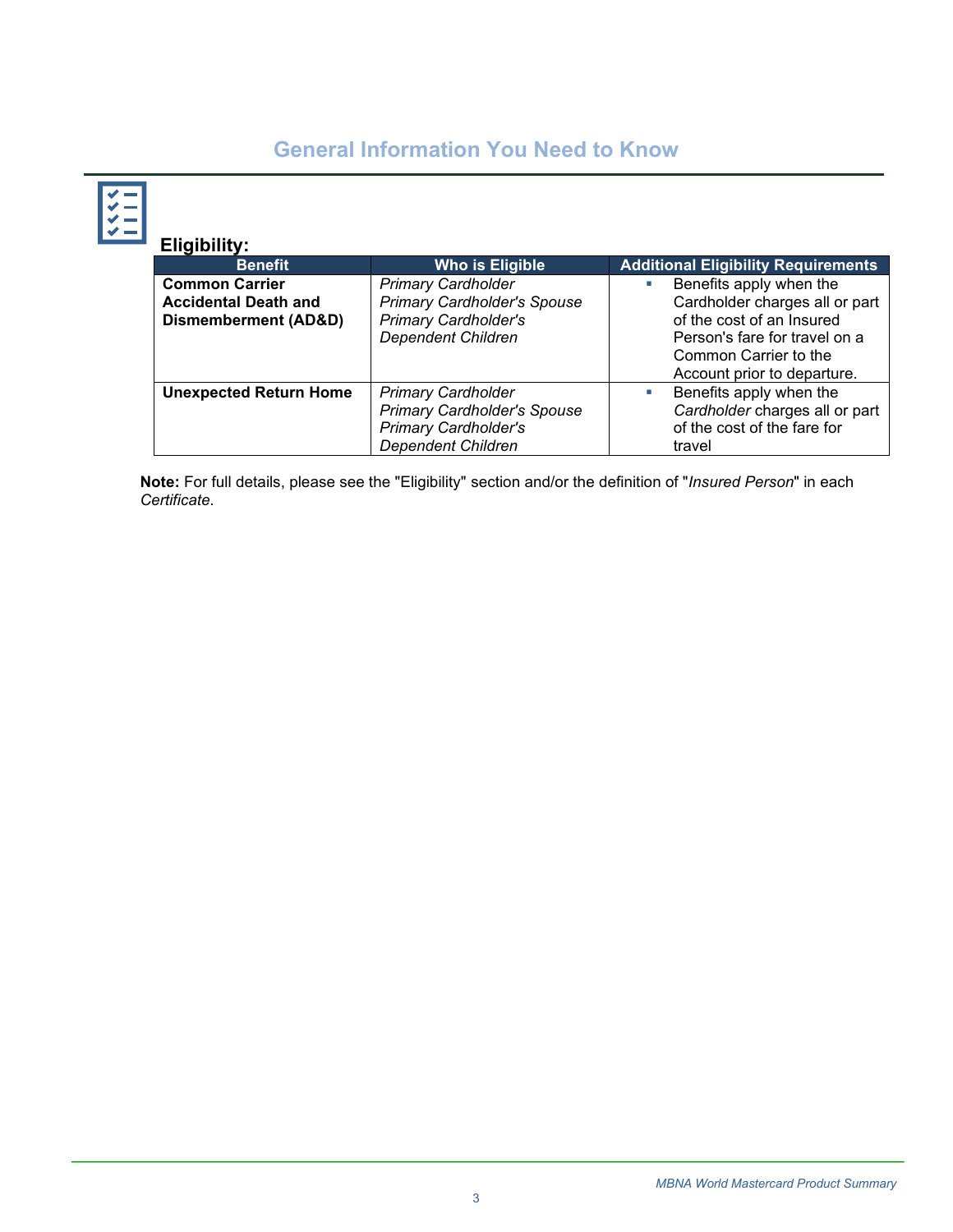## General Information You Need to Know

### Eligibility:

| Benefit | Who is Eligible | Additional Eligibility Requirements |
|---|---|---|
| **Common Carrier Accidental Death and Dismemberment (AD&D)** | *Primary Cardholder*<br>*Primary Cardholder's Spouse*<br>*Primary Cardholder's Dependent Children* | ▪ Benefits apply when the Cardholder charges all or part of the cost of an Insured Person's fare for travel on a Common Carrier to the Account prior to departure. |
| **Unexpected Return Home** | *Primary Cardholder*<br>*Primary Cardholder's Spouse*<br>*Primary Cardholder's Dependent Children* | ▪ Benefits apply when the *Cardholder* charges all or part of the cost of the fare for travel |

**Note:** For full details, please see the "Eligibility" section and/or the definition of "*Insured Person*" in each *Certificate*.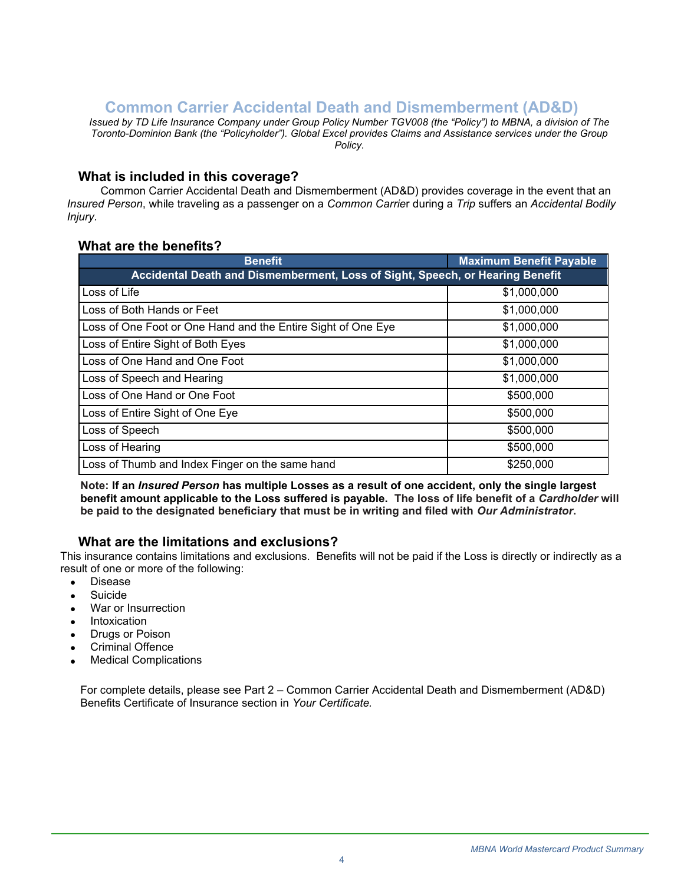# Common Carrier Accidental Death and Dismemberment (AD&D)

*Issued by TD Life Insurance Company under Group Policy Number TGV008 (the "Policy") to MBNA, a division of The Toronto-Dominion Bank (the "Policyholder"). Global Excel provides Claims and Assistance services under the Group Policy.*

## What is included in this coverage?

Common Carrier Accidental Death and Dismemberment (AD&D) provides coverage in the event that an *Insured Person*, while traveling as a passenger on a *Common Carrier* during a *Trip* suffers an *Accidental Bodily Injury*.

## What are the benefits?

| Benefit | Maximum Benefit Payable |
|---|---|
| **Accidental Death and Dismemberment, Loss of Sight, Speech, or Hearing Benefit** | |
| Loss of Life | $1,000,000 |
| Loss of Both Hands or Feet | $1,000,000 |
| Loss of One Foot or One Hand and the Entire Sight of One Eye | $1,000,000 |
| Loss of Entire Sight of Both Eyes | $1,000,000 |
| Loss of One Hand and One Foot | $1,000,000 |
| Loss of Speech and Hearing | $1,000,000 |
| Loss of One Hand or One Foot | $500,000 |
| Loss of Entire Sight of One Eye | $500,000 |
| Loss of Speech | $500,000 |
| Loss of Hearing | $500,000 |
| Loss of Thumb and Index Finger on the same hand | $250,000 |

**Note: If an *Insured Person* has multiple Losses as a result of one accident, only the single largest benefit amount applicable to the Loss suffered is payable. The loss of life benefit of a *Cardholder* will be paid to the designated beneficiary that must be in writing and filed with *Our Administrator*.**

## What are the limitations and exclusions?

This insurance contains limitations and exclusions. Benefits will not be paid if the Loss is directly or indirectly as a result of one or more of the following:

- Disease
- Suicide
- War or Insurrection
- Intoxication
- Drugs or Poison
- Criminal Offence
- Medical Complications

For complete details, please see Part 2 – Common Carrier Accidental Death and Dismemberment (AD&D) Benefits Certificate of Insurance section in *Your Certificate.*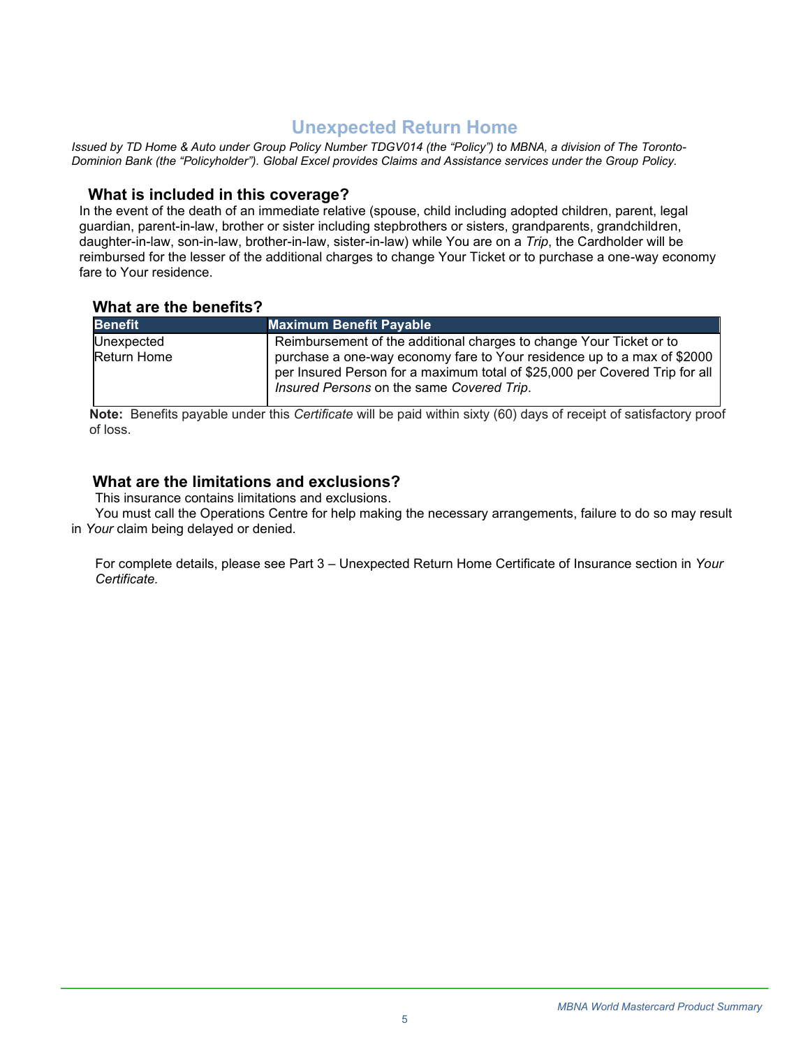# Unexpected Return Home

*Issued by TD Home & Auto under Group Policy Number TDGV014 (the "Policy") to MBNA, a division of The Toronto-Dominion Bank (the "Policyholder"). Global Excel provides Claims and Assistance services under the Group Policy.*

## What is included in this coverage?

In the event of the death of an immediate relative (spouse, child including adopted children, parent, legal guardian, parent-in-law, brother or sister including stepbrothers or sisters, grandparents, grandchildren, daughter-in-law, son-in-law, brother-in-law, sister-in-law) while You are on a *Trip*, the Cardholder will be reimbursed for the lesser of the additional charges to change Your Ticket or to purchase a one-way economy fare to Your residence.

## What are the benefits?

| Benefit | Maximum Benefit Payable |
|---|---|
| Unexpected Return Home | Reimbursement of the additional charges to change Your Ticket or to purchase a one-way economy fare to Your residence up to a max of $2000 per Insured Person for a maximum total of $25,000 per Covered Trip for all *Insured Persons* on the same *Covered Trip*. |

**Note:** Benefits payable under this *Certificate* will be paid within sixty (60) days of receipt of satisfactory proof of loss.

## What are the limitations and exclusions?

This insurance contains limitations and exclusions.

You must call the Operations Centre for help making the necessary arrangements, failure to do so may result in *Your* claim being delayed or denied.

For complete details, please see Part 3 – Unexpected Return Home Certificate of Insurance section in *Your Certificate.*